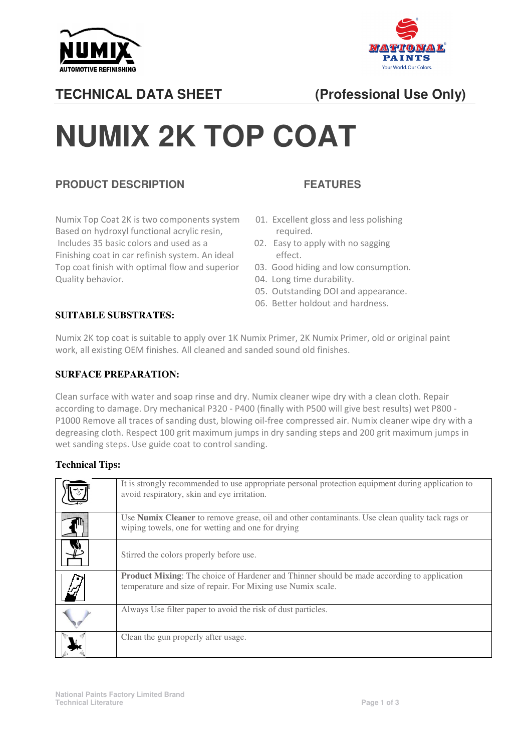**TECHNICAL DATA SHEET** **(Professional Use Only)**

# NUMIX 2K TOP COAT

## PRODUCT DESCRIPTION

Numix Top Coat 2K is two components system Based on hydroxyl functional acrylic resin, Includes 35 basic colors and used as a Finishing coat in car refinish system. An ideal Top coat finish with optimal flow and superior Quality behavior.

## FEATURES

01. Excellent gloss and less polishing required.
02. Easy to apply with no sagging effect.
03. Good hiding and low consumption.
04. Long time durability.
05. Outstanding DOI and appearance.
06. Better holdout and hardness.

### SUITABLE SUBSTRATES:

Numix 2K top coat is suitable to apply over 1K Numix Primer, 2K Numix Primer, old or original paint work, all existing OEM finishes. All cleaned and sanded sound old finishes.

### SURFACE PREPARATION:

Clean surface with water and soap rinse and dry. Numix cleaner wipe dry with a clean cloth. Repair according to damage. Dry mechanical P320 - P400 (finally with P500 will give best results) wet P800 - P1000 Remove all traces of sanding dust, blowing oil-free compressed air. Numix cleaner wipe dry with a degreasing cloth. Respect 100 grit maximum jumps in dry sanding steps and 200 grit maximum jumps in wet sanding steps. Use guide coat to control sanding.

### Technical Tips:

| | |
|---|---|
| | It is strongly recommended to use appropriate personal protection equipment during application to avoid respiratory, skin and eye irritation. |
| | Use **Numix Cleaner** to remove grease, oil and other contaminants. Use clean quality tack rags or wiping towels, one for wetting and one for drying |
| | Stirred the colors properly before use. |
| | **Product Mixing**: The choice of Hardener and Thinner should be made according to application temperature and size of repair. For Mixing use Numix scale. |
| | Always Use filter paper to avoid the risk of dust particles. |
| | Clean the gun properly after usage. |

National Paints Factory Limited Brand
Technical Literature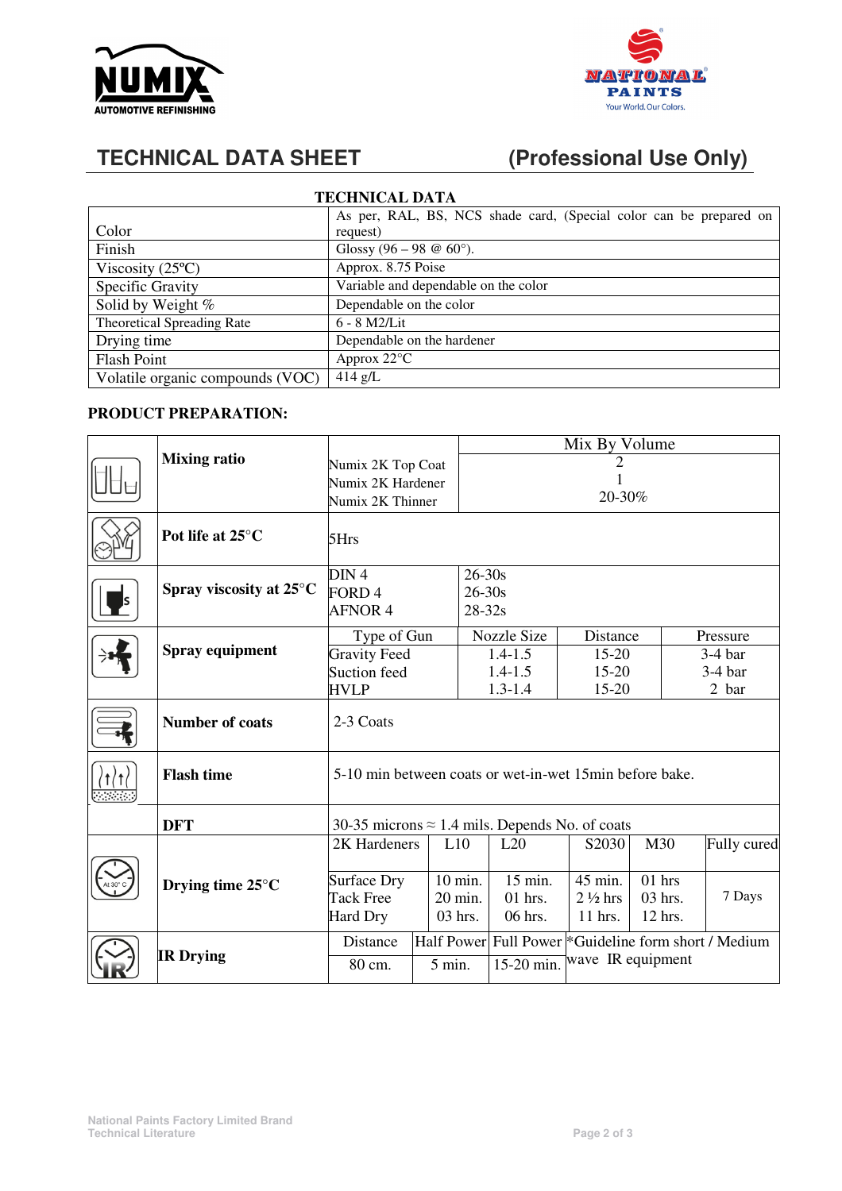# TECHNICAL DATA SHEET (Professional Use Only)

## TECHNICAL DATA

| | |
|---|---|
| Color | As per, RAL, BS, NCS shade card, (Special color can be prepared on request) |
| Finish | Glossy (96 – 98 @ 60°). |
| Viscosity (25ºC) | Approx. 8.75 Poise |
| Specific Gravity | Variable and dependable on the color |
| Solid by Weight % | Dependable on the color |
| Theoretical Spreading Rate | 6 - 8 M2/Lit |
| Drying time | Dependable on the hardener |
| Flash Point | Approx 22°C |
| Volatile organic compounds (VOC) | 414 g/L |

## PRODUCT PREPARATION:

| | | | | | | | |
|---|---|---|---|---|---|---|---|
| **Mixing ratio** | | Mix By Volume | | | | | |
| | Numix 2K Top Coat | 2 | | | | | |
| | Numix 2K Hardener | 1 | | | | | |
| | Numix 2K Thinner | 20-30% | | | | | |
| **Pot life at 25°C** | 5Hrs | | | | | | |
| **Spray viscosity at 25°C** | DIN 4 | 26-30s | | | | | |
| | FORD 4 | 26-30s | | | | | |
| | AFNOR 4 | 28-32s | | | | | |
| **Spray equipment** | Type of Gun | Nozzle Size | Distance | Pressure | | | |
| | Gravity Feed | 1.4-1.5 | 15-20 | 3-4 bar | | | |
| | Suction feed | 1.4-1.5 | 15-20 | 3-4 bar | | | |
| | HVLP | 1.3-1.4 | 15-20 | 2 bar | | | |
| **Number of coats** | 2-3 Coats | | | | | | |
| **Flash time** | 5-10 min between coats or wet-in-wet 15min before bake. | | | | | | |
| **DFT** | 30-35 microns ≈ 1.4 mils. Depends No. of coats | | | | | | |
| **Drying time 25°C** | 2K Hardeners | L10 | L20 | S2030 | M30 | Fully cured | |
| | Surface Dry | 10 min. | 15 min. | 45 min. | 01 hrs | 7 Days | |
| | Tack Free | 20 min. | 01 hrs. | 2 ½ hrs | 03 hrs. | | |
| | Hard Dry | 03 hrs. | 06 hrs. | 11 hrs. | 12 hrs. | | |
| **IR Drying** | Distance | Half Power | Full Power | *Guideline form short / Medium wave IR equipment | | | |
| | 80 cm. | 5 min. | 15-20 min. | | | | |

National Paints Factory Limited Brand
Technical Literature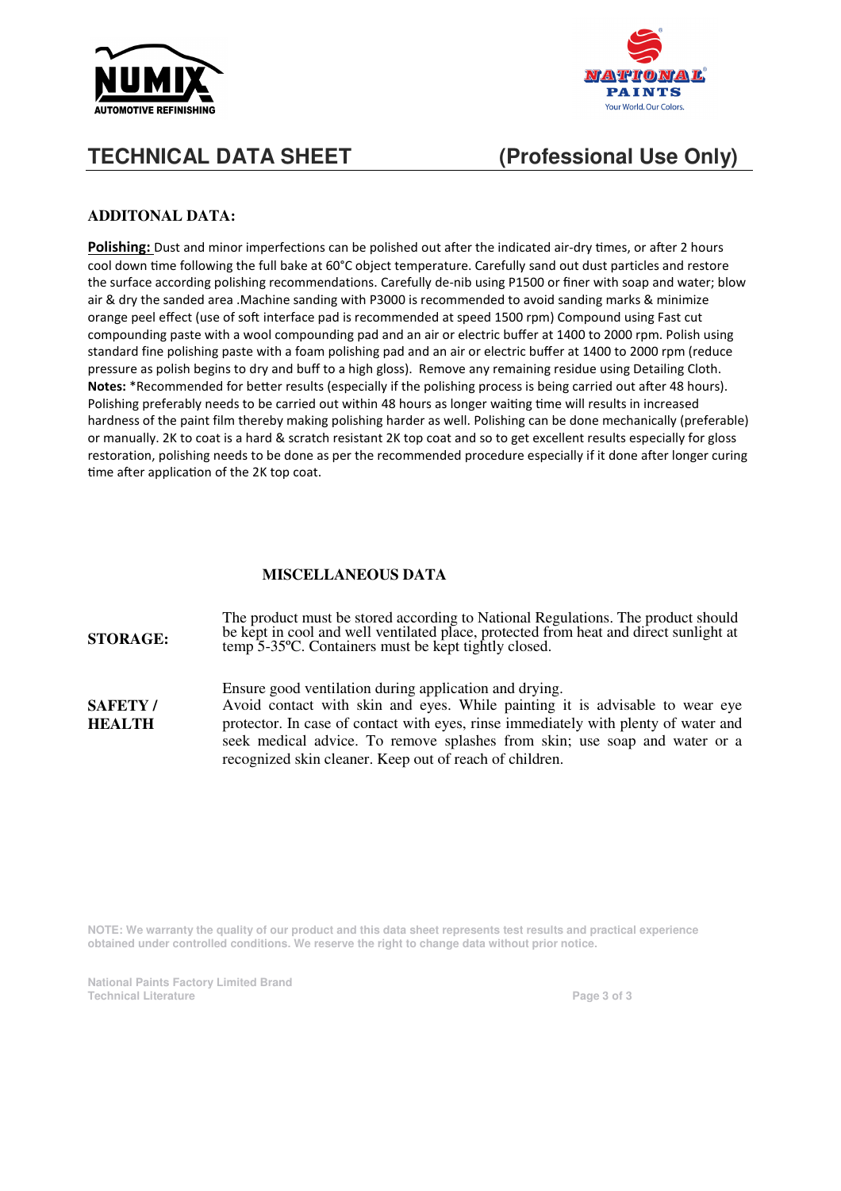# TECHNICAL DATA SHEET (Professional Use Only)

## ADDITONAL DATA:

**Polishing:** Dust and minor imperfections can be polished out after the indicated air-dry times, or after 2 hours cool down time following the full bake at 60°C object temperature. Carefully sand out dust particles and restore the surface according polishing recommendations. Carefully de-nib using P1500 or finer with soap and water; blow air & dry the sanded area .Machine sanding with P3000 is recommended to avoid sanding marks & minimize orange peel effect (use of soft interface pad is recommended at speed 1500 rpm) Compound using Fast cut compounding paste with a wool compounding pad and an air or electric buffer at 1400 to 2000 rpm. Polish using standard fine polishing paste with a foam polishing pad and an air or electric buffer at 1400 to 2000 rpm (reduce pressure as polish begins to dry and buff to a high gloss). Remove any remaining residue using Detailing Cloth.
**Notes:** *Recommended for better results (especially if the polishing process is being carried out after 48 hours). Polishing preferably needs to be carried out within 48 hours as longer waiting time will results in increased hardness of the paint film thereby making polishing harder as well. Polishing can be done mechanically (preferable) or manually. 2K to coat is a hard & scratch resistant 2K top coat and so to get excellent results especially for gloss restoration, polishing needs to be done as per the recommended procedure especially if it done after longer curing time after application of the 2K top coat.

## MISCELLANEOUS DATA

| | |
|---|---|
| **STORAGE:** | The product must be stored according to National Regulations. The product should be kept in cool and well ventilated place, protected from heat and direct sunlight at temp 5-35ºC. Containers must be kept tightly closed. |
| **SAFETY / HEALTH** | Ensure good ventilation during application and drying. Avoid contact with skin and eyes. While painting it is advisable to wear eye protector. In case of contact with eyes, rinse immediately with plenty of water and seek medical advice. To remove splashes from skin; use soap and water or a recognized skin cleaner. Keep out of reach of children. |

NOTE: We warranty the quality of our product and this data sheet represents test results and practical experience obtained under controlled conditions. We reserve the right to change data without prior notice.

National Paints Factory Limited Brand
Technical Literature